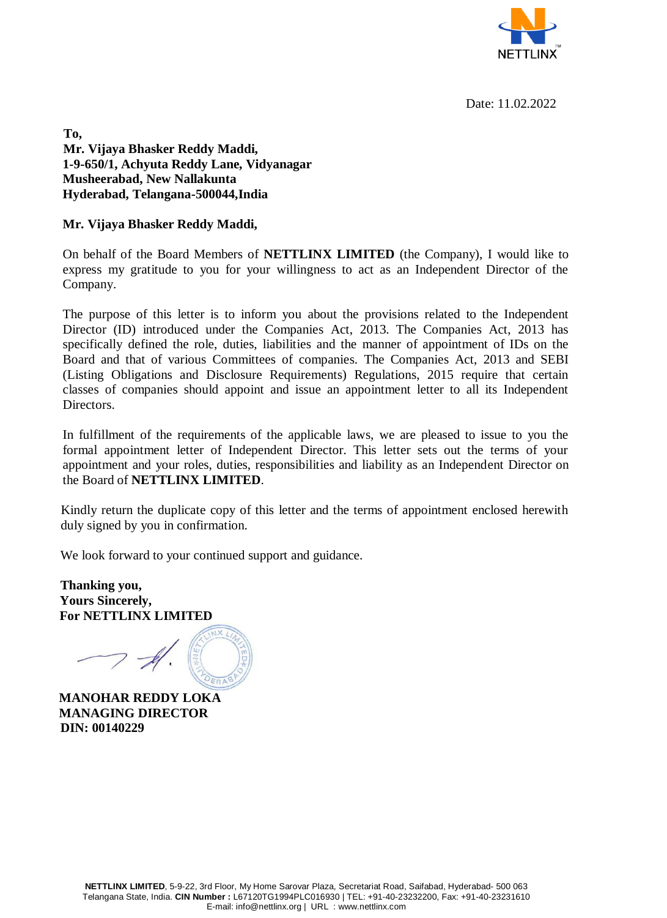Date: 11.02.2022

**To,**
**Mr. Vijaya Bhasker Reddy Maddi,**
**1-9-650/1, Achyuta Reddy Lane, Vidyanagar**
**Musheerabad, New Nallakunta**
**Hyderabad, Telangana-500044,India**

**Mr. Vijaya Bhasker Reddy Maddi,**

On behalf of the Board Members of **NETTLINX LIMITED** (the Company), I would like to express my gratitude to you for your willingness to act as an Independent Director of the Company.

The purpose of this letter is to inform you about the provisions related to the Independent Director (ID) introduced under the Companies Act, 2013. The Companies Act, 2013 has specifically defined the role, duties, liabilities and the manner of appointment of IDs on the Board and that of various Committees of companies. The Companies Act, 2013 and SEBI (Listing Obligations and Disclosure Requirements) Regulations, 2015 require that certain classes of companies should appoint and issue an appointment letter to all its Independent Directors.

In fulfillment of the requirements of the applicable laws, we are pleased to issue to you the formal appointment letter of Independent Director. This letter sets out the terms of your appointment and your roles, duties, responsibilities and liability as an Independent Director on the Board of **NETTLINX LIMITED**.

Kindly return the duplicate copy of this letter and the terms of appointment enclosed herewith duly signed by you in confirmation.

We look forward to your continued support and guidance.

**Thanking you,**
**Yours Sincerely,**
**For NETTLINX LIMITED**

**MANOHAR REDDY LOKA**
**MANAGING DIRECTOR**
**DIN: 00140229**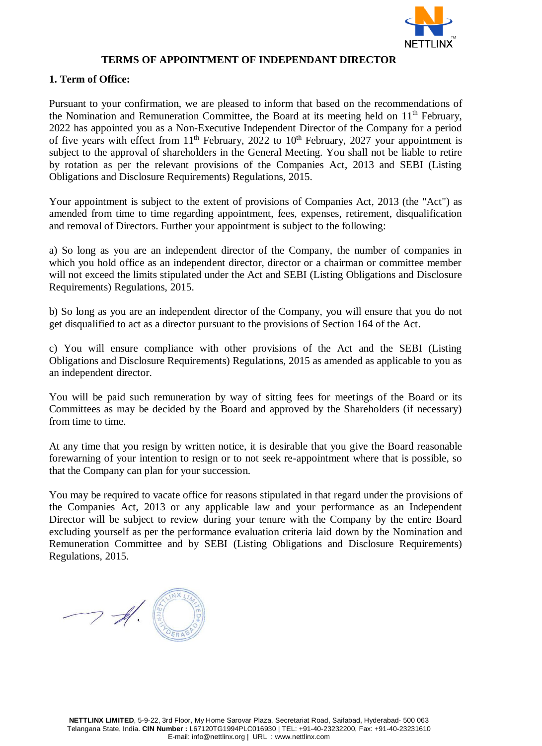# TERMS OF APPOINTMENT OF INDEPENDANT DIRECTOR

## 1. Term of Office:

Pursuant to your confirmation, we are pleased to inform that based on the recommendations of the Nomination and Remuneration Committee, the Board at its meeting held on 11th February, 2022 has appointed you as a Non-Executive Independent Director of the Company for a period of five years with effect from 11th February, 2022 to 10th February, 2027 your appointment is subject to the approval of shareholders in the General Meeting. You shall not be liable to retire by rotation as per the relevant provisions of the Companies Act, 2013 and SEBI (Listing Obligations and Disclosure Requirements) Regulations, 2015.

Your appointment is subject to the extent of provisions of Companies Act, 2013 (the "Act") as amended from time to time regarding appointment, fees, expenses, retirement, disqualification and removal of Directors. Further your appointment is subject to the following:

a) So long as you are an independent director of the Company, the number of companies in which you hold office as an independent director, director or a chairman or committee member will not exceed the limits stipulated under the Act and SEBI (Listing Obligations and Disclosure Requirements) Regulations, 2015.

b) So long as you are an independent director of the Company, you will ensure that you do not get disqualified to act as a director pursuant to the provisions of Section 164 of the Act.

c) You will ensure compliance with other provisions of the Act and the SEBI (Listing Obligations and Disclosure Requirements) Regulations, 2015 as amended as applicable to you as an independent director.

You will be paid such remuneration by way of sitting fees for meetings of the Board or its Committees as may be decided by the Board and approved by the Shareholders (if necessary) from time to time.

At any time that you resign by written notice, it is desirable that you give the Board reasonable forewarning of your intention to resign or to not seek re-appointment where that is possible, so that the Company can plan for your succession.

You may be required to vacate office for reasons stipulated in that regard under the provisions of the Companies Act, 2013 or any applicable law and your performance as an Independent Director will be subject to review during your tenure with the Company by the entire Board excluding yourself as per the performance evaluation criteria laid down by the Nomination and Remuneration Committee and by SEBI (Listing Obligations and Disclosure Requirements) Regulations, 2015.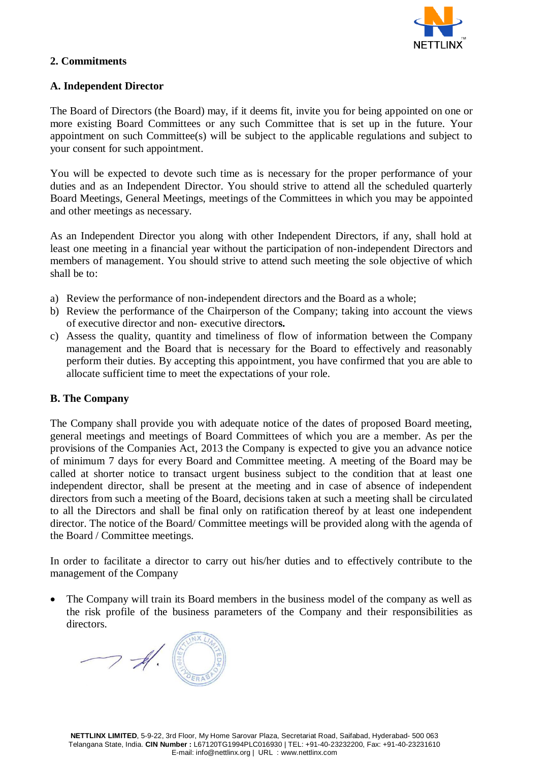## 2. Commitments

### A. Independent Director

The Board of Directors (the Board) may, if it deems fit, invite you for being appointed on one or more existing Board Committees or any such Committee that is set up in the future. Your appointment on such Committee(s) will be subject to the applicable regulations and subject to your consent for such appointment.

You will be expected to devote such time as is necessary for the proper performance of your duties and as an Independent Director. You should strive to attend all the scheduled quarterly Board Meetings, General Meetings, meetings of the Committees in which you may be appointed and other meetings as necessary.

As an Independent Director you along with other Independent Directors, if any, shall hold at least one meeting in a financial year without the participation of non-independent Directors and members of management. You should strive to attend such meeting the sole objective of which shall be to:

a) Review the performance of non-independent directors and the Board as a whole;
b) Review the performance of the Chairperson of the Company; taking into account the views of executive director and non- executive directors.
c) Assess the quality, quantity and timeliness of flow of information between the Company management and the Board that is necessary for the Board to effectively and reasonably perform their duties. By accepting this appointment, you have confirmed that you are able to allocate sufficient time to meet the expectations of your role.

### B. The Company

The Company shall provide you with adequate notice of the dates of proposed Board meeting, general meetings and meetings of Board Committees of which you are a member. As per the provisions of the Companies Act, 2013 the Company is expected to give you an advance notice of minimum 7 days for every Board and Committee meeting. A meeting of the Board may be called at shorter notice to transact urgent business subject to the condition that at least one independent director, shall be present at the meeting and in case of absence of independent directors from such a meeting of the Board, decisions taken at such a meeting shall be circulated to all the Directors and shall be final only on ratification thereof by at least one independent director. The notice of the Board/ Committee meetings will be provided along with the agenda of the Board / Committee meetings.

In order to facilitate a director to carry out his/her duties and to effectively contribute to the management of the Company

- The Company will train its Board members in the business model of the company as well as the risk profile of the business parameters of the Company and their responsibilities as directors.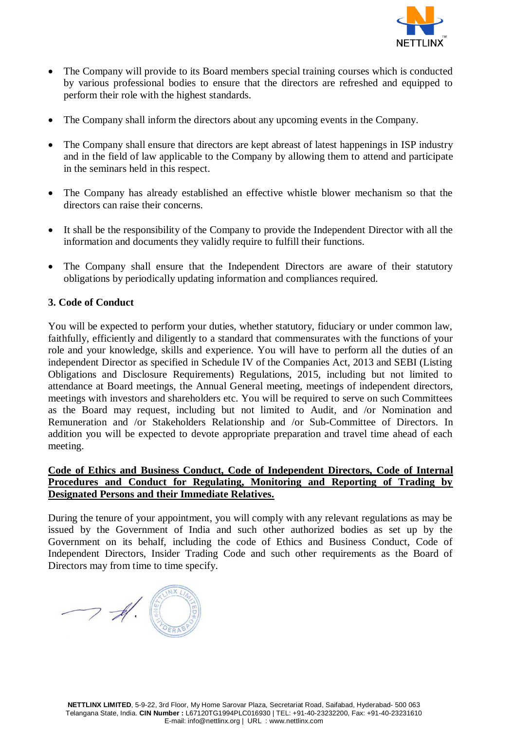- The Company will provide to its Board members special training courses which is conducted by various professional bodies to ensure that the directors are refreshed and equipped to perform their role with the highest standards.

- The Company shall inform the directors about any upcoming events in the Company.

- The Company shall ensure that directors are kept abreast of latest happenings in ISP industry and in the field of law applicable to the Company by allowing them to attend and participate in the seminars held in this respect.

- The Company has already established an effective whistle blower mechanism so that the directors can raise their concerns.

- It shall be the responsibility of the Company to provide the Independent Director with all the information and documents they validly require to fulfill their functions.

- The Company shall ensure that the Independent Directors are aware of their statutory obligations by periodically updating information and compliances required.

**3. Code of Conduct**

You will be expected to perform your duties, whether statutory, fiduciary or under common law, faithfully, efficiently and diligently to a standard that commensurates with the functions of your role and your knowledge, skills and experience. You will have to perform all the duties of an independent Director as specified in Schedule IV of the Companies Act, 2013 and SEBI (Listing Obligations and Disclosure Requirements) Regulations, 2015, including but not limited to attendance at Board meetings, the Annual General meeting, meetings of independent directors, meetings with investors and shareholders etc. You will be required to serve on such Committees as the Board may request, including but not limited to Audit, and /or Nomination and Remuneration and /or Stakeholders Relationship and /or Sub-Committee of Directors. In addition you will be expected to devote appropriate preparation and travel time ahead of each meeting.

**Code of Ethics and Business Conduct, Code of Independent Directors, Code of Internal Procedures and Conduct for Regulating, Monitoring and Reporting of Trading by Designated Persons and their Immediate Relatives.**

During the tenure of your appointment, you will comply with any relevant regulations as may be issued by the Government of India and such other authorized bodies as set up by the Government on its behalf, including the code of Ethics and Business Conduct, Code of Independent Directors, Insider Trading Code and such other requirements as the Board of Directors may from time to time specify.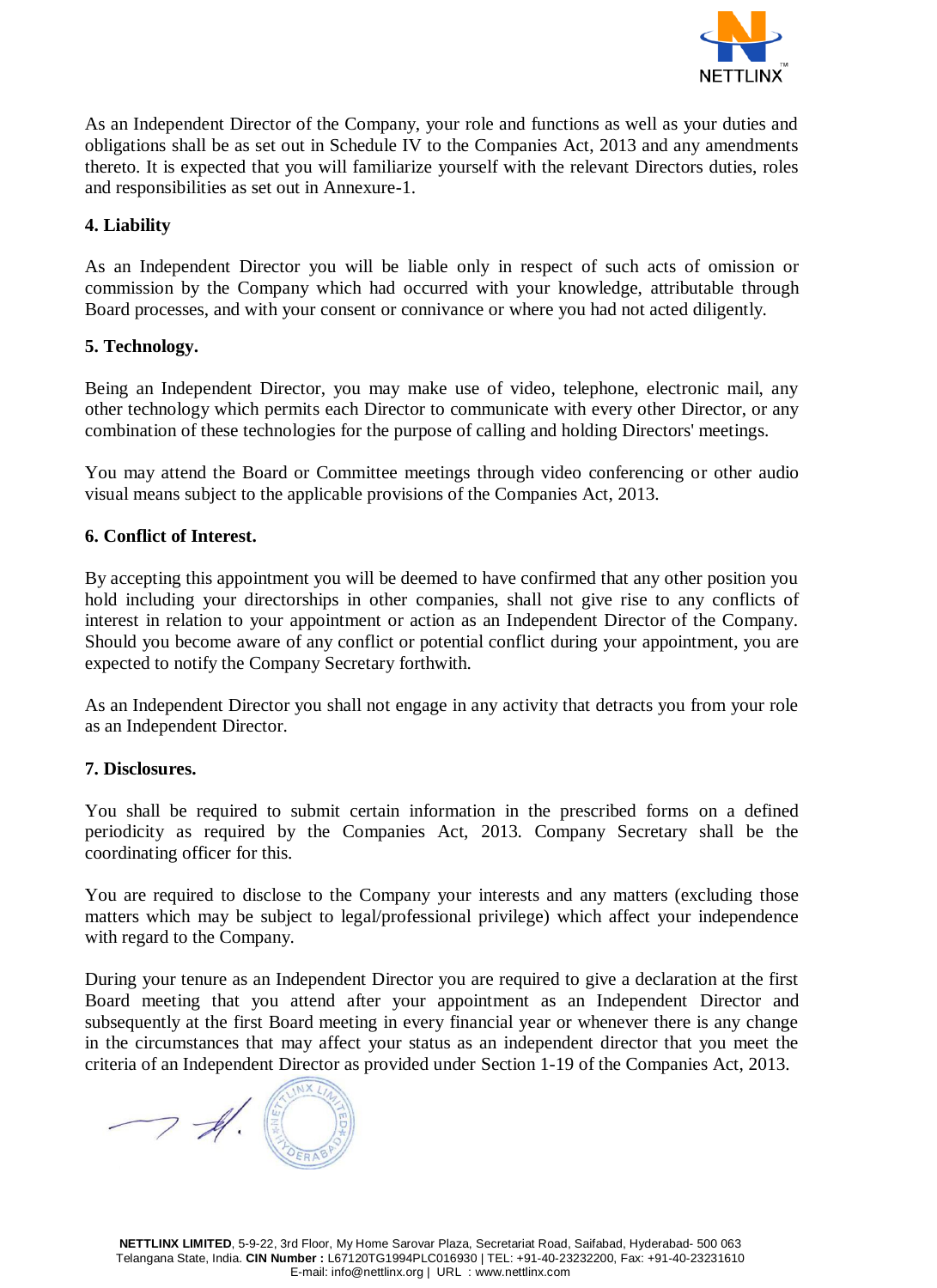As an Independent Director of the Company, your role and functions as well as your duties and obligations shall be as set out in Schedule IV to the Companies Act, 2013 and any amendments thereto. It is expected that you will familiarize yourself with the relevant Directors duties, roles and responsibilities as set out in Annexure-1.

**4. Liability**

As an Independent Director you will be liable only in respect of such acts of omission or commission by the Company which had occurred with your knowledge, attributable through Board processes, and with your consent or connivance or where you had not acted diligently.

**5. Technology.**

Being an Independent Director, you may make use of video, telephone, electronic mail, any other technology which permits each Director to communicate with every other Director, or any combination of these technologies for the purpose of calling and holding Directors' meetings.

You may attend the Board or Committee meetings through video conferencing or other audio visual means subject to the applicable provisions of the Companies Act, 2013.

**6. Conflict of Interest.**

By accepting this appointment you will be deemed to have confirmed that any other position you hold including your directorships in other companies, shall not give rise to any conflicts of interest in relation to your appointment or action as an Independent Director of the Company. Should you become aware of any conflict or potential conflict during your appointment, you are expected to notify the Company Secretary forthwith.

As an Independent Director you shall not engage in any activity that detracts you from your role as an Independent Director.

**7. Disclosures.**

You shall be required to submit certain information in the prescribed forms on a defined periodicity as required by the Companies Act, 2013. Company Secretary shall be the coordinating officer for this.

You are required to disclose to the Company your interests and any matters (excluding those matters which may be subject to legal/professional privilege) which affect your independence with regard to the Company.

During your tenure as an Independent Director you are required to give a declaration at the first Board meeting that you attend after your appointment as an Independent Director and subsequently at the first Board meeting in every financial year or whenever there is any change in the circumstances that may affect your status as an independent director that you meet the criteria of an Independent Director as provided under Section 1-19 of the Companies Act, 2013.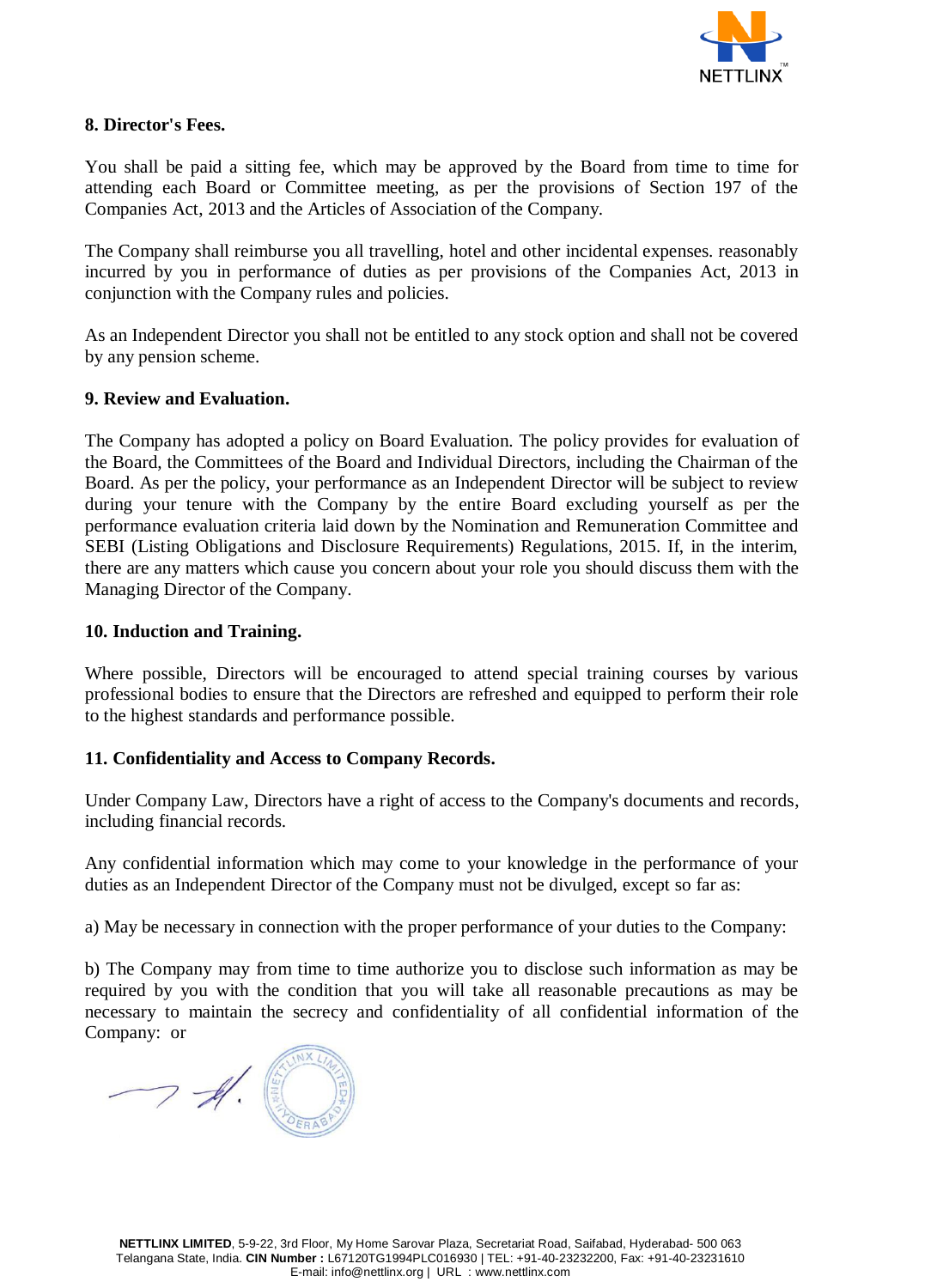**8. Director's Fees.**

You shall be paid a sitting fee, which may be approved by the Board from time to time for attending each Board or Committee meeting, as per the provisions of Section 197 of the Companies Act, 2013 and the Articles of Association of the Company.

The Company shall reimburse you all travelling, hotel and other incidental expenses. reasonably incurred by you in performance of duties as per provisions of the Companies Act, 2013 in conjunction with the Company rules and policies.

As an Independent Director you shall not be entitled to any stock option and shall not be covered by any pension scheme.

**9. Review and Evaluation.**

The Company has adopted a policy on Board Evaluation. The policy provides for evaluation of the Board, the Committees of the Board and Individual Directors, including the Chairman of the Board. As per the policy, your performance as an Independent Director will be subject to review during your tenure with the Company by the entire Board excluding yourself as per the performance evaluation criteria laid down by the Nomination and Remuneration Committee and SEBI (Listing Obligations and Disclosure Requirements) Regulations, 2015. If, in the interim, there are any matters which cause you concern about your role you should discuss them with the Managing Director of the Company.

**10. Induction and Training.**

Where possible, Directors will be encouraged to attend special training courses by various professional bodies to ensure that the Directors are refreshed and equipped to perform their role to the highest standards and performance possible.

**11. Confidentiality and Access to Company Records.**

Under Company Law, Directors have a right of access to the Company's documents and records, including financial records.

Any confidential information which may come to your knowledge in the performance of your duties as an Independent Director of the Company must not be divulged, except so far as:

a) May be necessary in connection with the proper performance of your duties to the Company:

b) The Company may from time to time authorize you to disclose such information as may be required by you with the condition that you will take all reasonable precautions as may be necessary to maintain the secrecy and confidentiality of all confidential information of the Company: or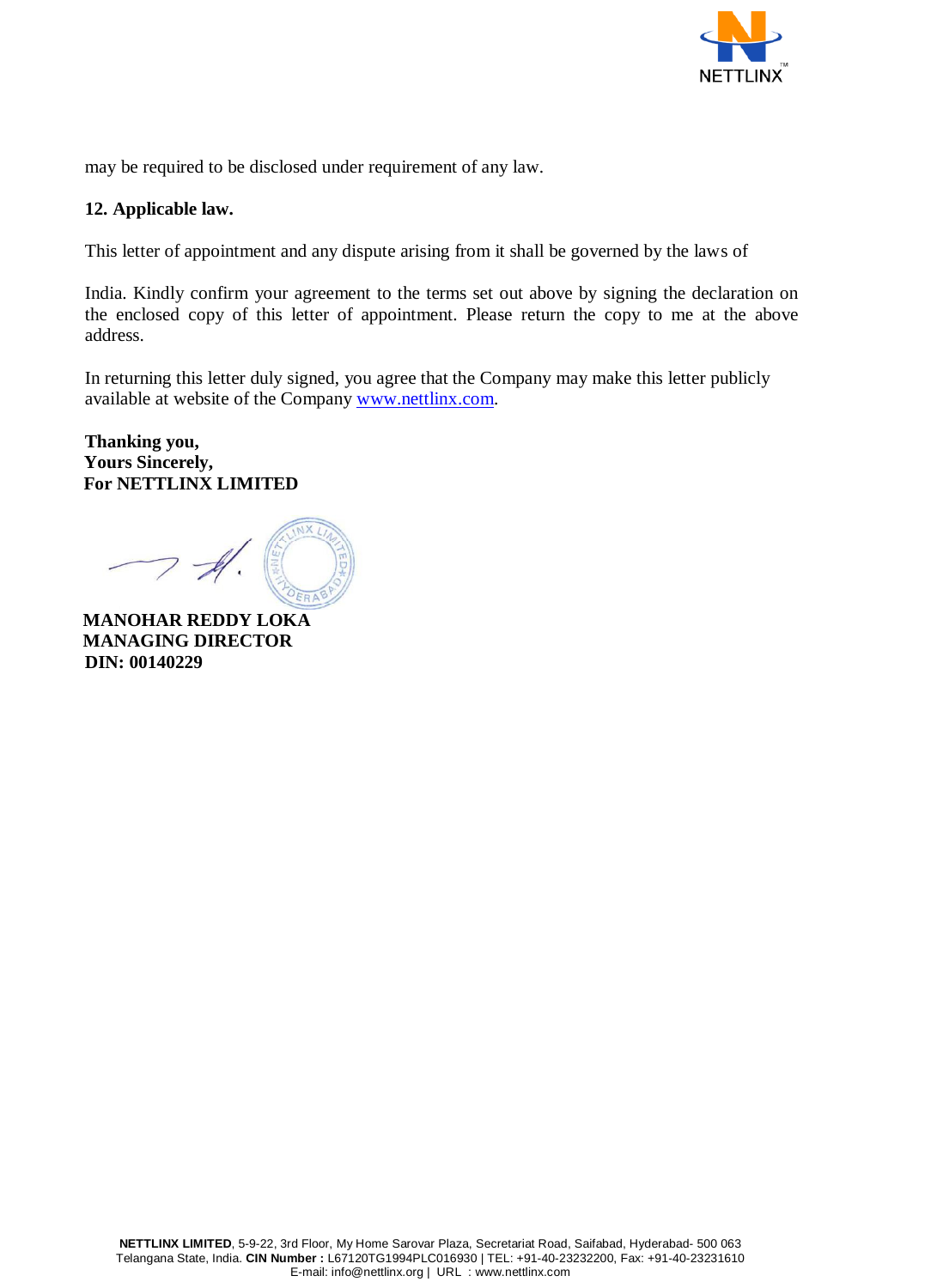may be required to be disclosed under requirement of any law.

**12. Applicable law.**

This letter of appointment and any dispute arising from it shall be governed by the laws of

India. Kindly confirm your agreement to the terms set out above by signing the declaration on the enclosed copy of this letter of appointment. Please return the copy to me at the above address.

In returning this letter duly signed, you agree that the Company may make this letter publicly available at website of the Company www.nettlinx.com.

**Thanking you,**
**Yours Sincerely,**
**For NETTLINX LIMITED**

**MANOHAR REDDY LOKA**
**MANAGING DIRECTOR**
**DIN: 00140229**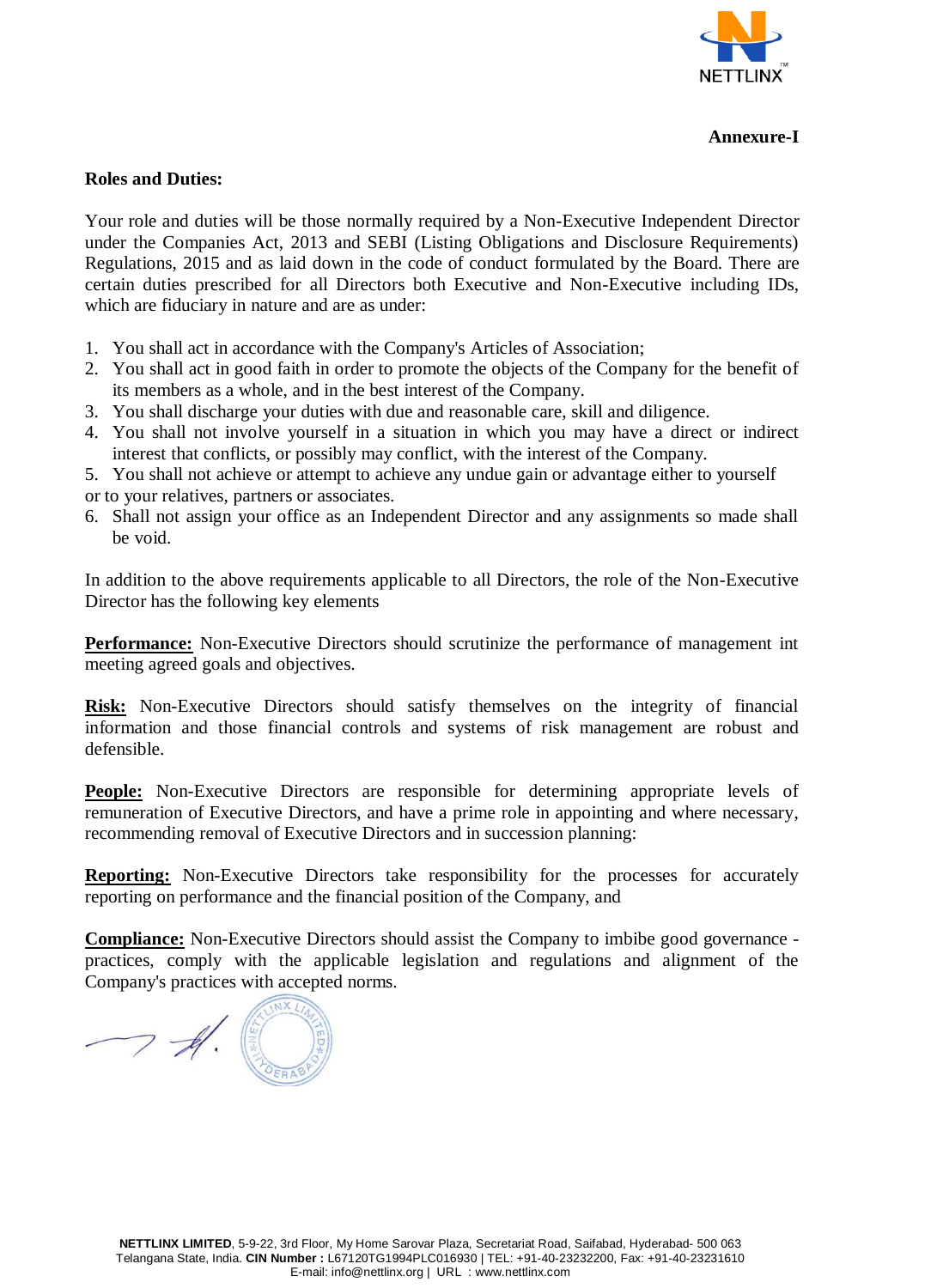**Annexure-I**

**Roles and Duties:**

Your role and duties will be those normally required by a Non-Executive Independent Director under the Companies Act, 2013 and SEBI (Listing Obligations and Disclosure Requirements) Regulations, 2015 and as laid down in the code of conduct formulated by the Board. There are certain duties prescribed for all Directors both Executive and Non-Executive including IDs, which are fiduciary in nature and are as under:

1. You shall act in accordance with the Company's Articles of Association;
2. You shall act in good faith in order to promote the objects of the Company for the benefit of its members as a whole, and in the best interest of the Company.
3. You shall discharge your duties with due and reasonable care, skill and diligence.
4. You shall not involve yourself in a situation in which you may have a direct or indirect interest that conflicts, or possibly may conflict, with the interest of the Company.
5. You shall not achieve or attempt to achieve any undue gain or advantage either to yourself or to your relatives, partners or associates.
6. Shall not assign your office as an Independent Director and any assignments so made shall be void.

In addition to the above requirements applicable to all Directors, the role of the Non-Executive Director has the following key elements

**Performance:** Non-Executive Directors should scrutinize the performance of management int meeting agreed goals and objectives.

**Risk:** Non-Executive Directors should satisfy themselves on the integrity of financial information and those financial controls and systems of risk management are robust and defensible.

**People:** Non-Executive Directors are responsible for determining appropriate levels of remuneration of Executive Directors, and have a prime role in appointing and where necessary, recommending removal of Executive Directors and in succession planning:

**Reporting:** Non-Executive Directors take responsibility for the processes for accurately reporting on performance and the financial position of the Company, and

**Compliance:** Non-Executive Directors should assist the Company to imbibe good governance - practices, comply with the applicable legislation and regulations and alignment of the Company's practices with accepted norms.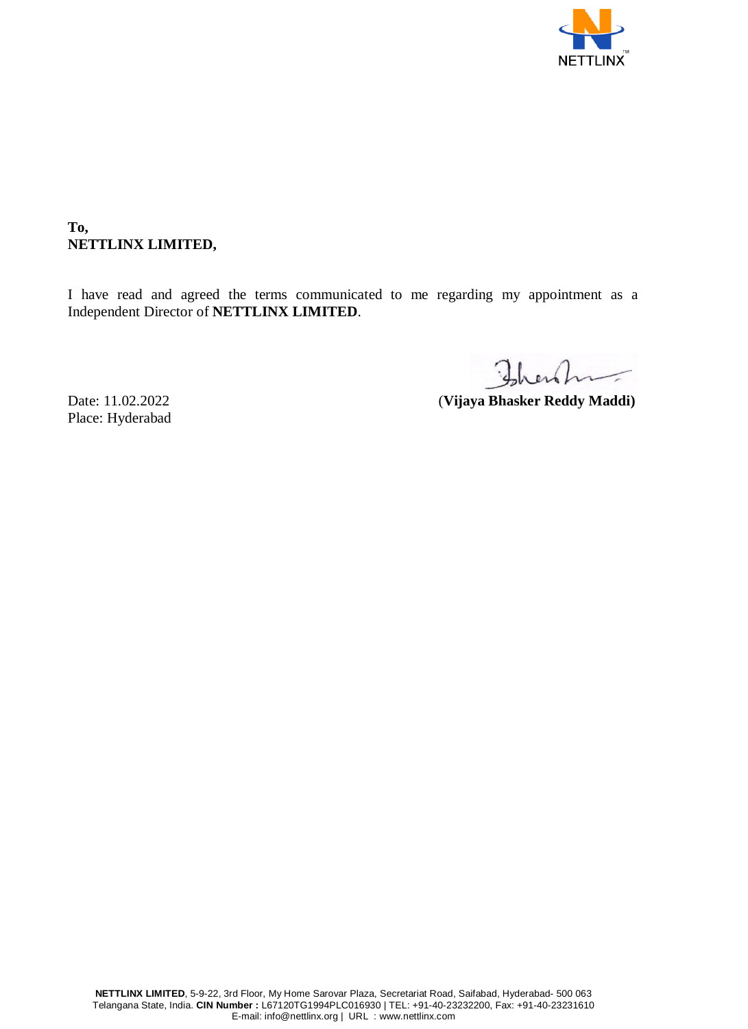**To,**
**NETTLINX LIMITED,**

I have read and agreed the terms communicated to me regarding my appointment as a Independent Director of **NETTLINX LIMITED**.

Date: 11.02.2022
Place: Hyderabad

(**Vijaya Bhasker Reddy Maddi)**

**NETTLINX LIMITED**, 5-9-22, 3rd Floor, My Home Sarovar Plaza, Secretariat Road, Saifabad, Hyderabad- 500 063 Telangana State, India. **CIN Number :** L67120TG1994PLC016930 | TEL: +91-40-23232200, Fax: +91-40-23231610 E-mail: info@nettlinx.org | URL : www.nettlinx.com